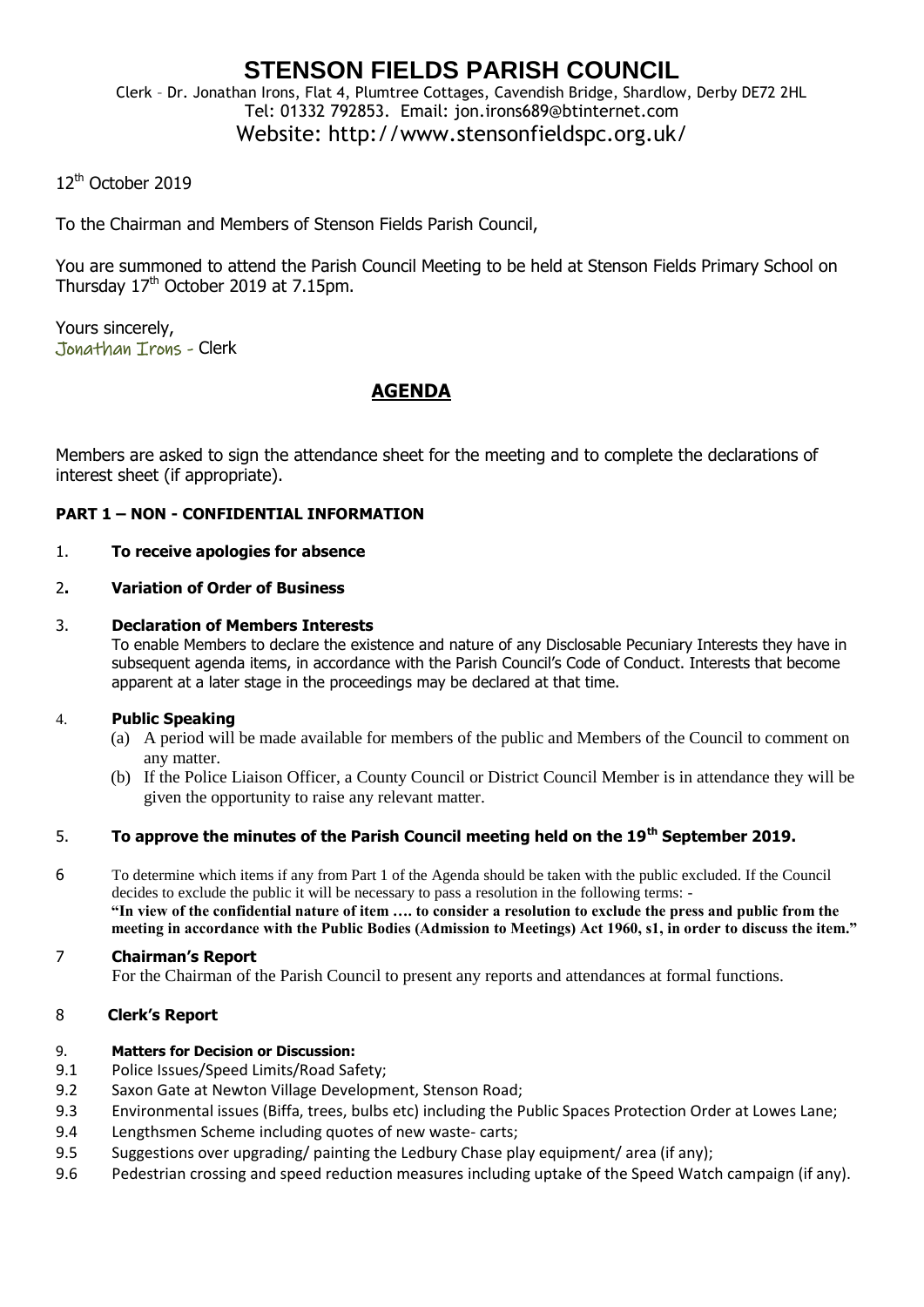# STENSON FIELDS PARISH COUNCIL

Clerk – Dr. Jonathan Irons, Flat 4, Plumtree Cottages, Cavendish Bridge, Shardlow, Derby DE72 2HL
Tel: 01332 792853. Email: jon.irons689@btinternet.com
Website: http://www.stensonfieldspc.org.uk/

12th October 2019

To the Chairman and Members of Stenson Fields Parish Council,

You are summoned to attend the Parish Council Meeting to be held at Stenson Fields Primary School on Thursday 17th October 2019 at 7.15pm.

Yours sincerely,
Jonathan Irons - Clerk

## AGENDA

Members are asked to sign the attendance sheet for the meeting and to complete the declarations of interest sheet (if appropriate).

**PART 1 – NON - CONFIDENTIAL INFORMATION**

1. **To receive apologies for absence**

2. **Variation of Order of Business**

3. **Declaration of Members Interests**
   To enable Members to declare the existence and nature of any Disclosable Pecuniary Interests they have in subsequent agenda items, in accordance with the Parish Council's Code of Conduct. Interests that become apparent at a later stage in the proceedings may be declared at that time.

4. **Public Speaking**
   (a) A period will be made available for members of the public and Members of the Council to comment on any matter.
   (b) If the Police Liaison Officer, a County Council or District Council Member is in attendance they will be given the opportunity to raise any relevant matter.

5. **To approve the minutes of the Parish Council meeting held on the 19th September 2019.**

6. To determine which items if any from Part 1 of the Agenda should be taken with the public excluded. If the Council decides to exclude the public it will be necessary to pass a resolution in the following terms: -
   **"In view of the confidential nature of item …. to consider a resolution to exclude the press and public from the meeting in accordance with the Public Bodies (Admission to Meetings) Act 1960, s1, in order to discuss the item."**

7. **Chairman's Report**
   For the Chairman of the Parish Council to present any reports and attendances at formal functions.

8. **Clerk's Report**

9. **Matters for Decision or Discussion:**

9.1 Police Issues/Speed Limits/Road Safety;
9.2 Saxon Gate at Newton Village Development, Stenson Road;
9.3 Environmental issues (Biffa, trees, bulbs etc) including the Public Spaces Protection Order at Lowes Lane;
9.4 Lengthsmen Scheme including quotes of new waste- carts;
9.5 Suggestions over upgrading/ painting the Ledbury Chase play equipment/ area (if any);
9.6 Pedestrian crossing and speed reduction measures including uptake of the Speed Watch campaign (if any).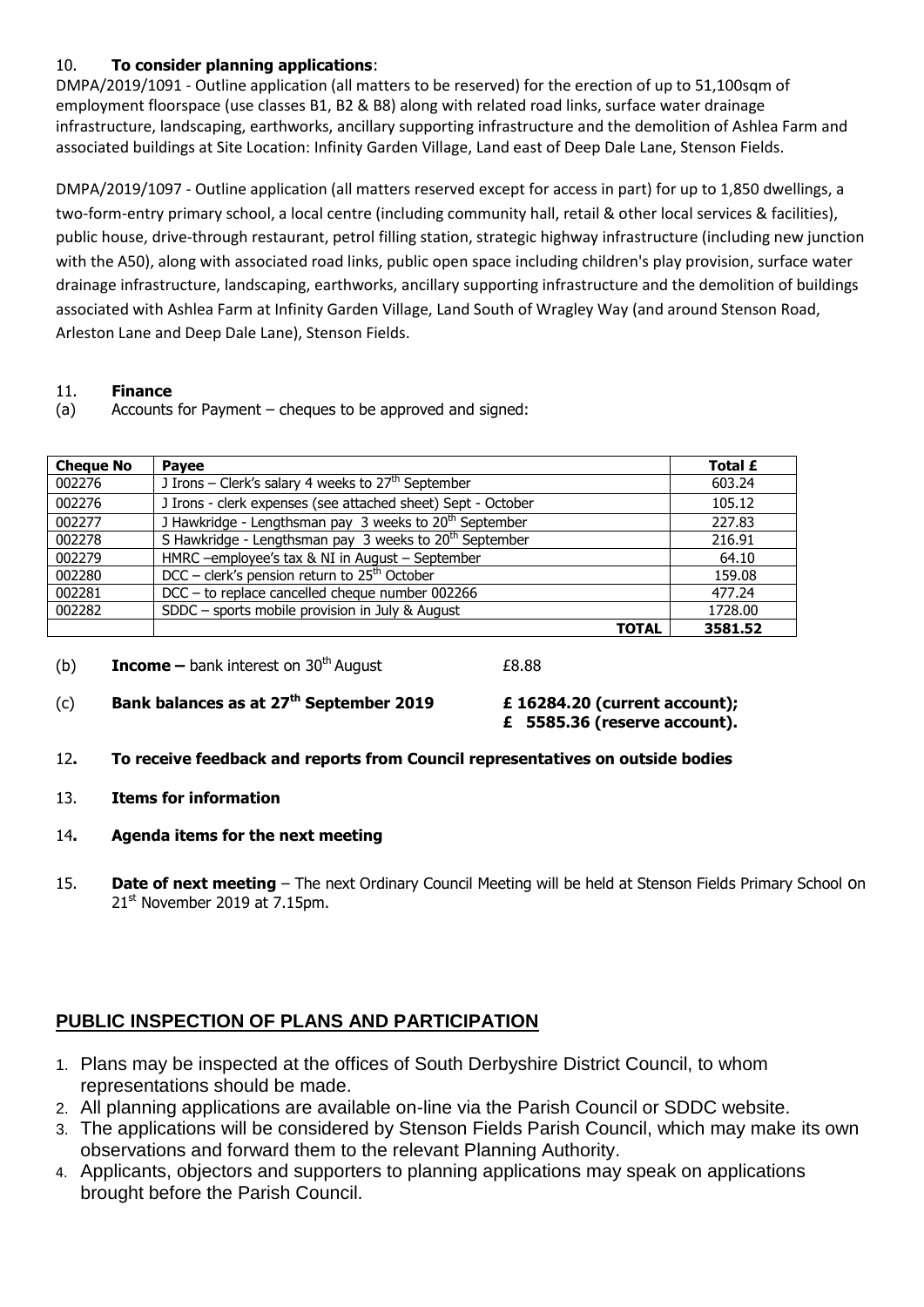10. **To consider planning applications**:

DMPA/2019/1091 - Outline application (all matters to be reserved) for the erection of up to 51,100sqm of employment floorspace (use classes B1, B2 & B8) along with related road links, surface water drainage infrastructure, landscaping, earthworks, ancillary supporting infrastructure and the demolition of Ashlea Farm and associated buildings at Site Location: Infinity Garden Village, Land east of Deep Dale Lane, Stenson Fields.

DMPA/2019/1097 - Outline application (all matters reserved except for access in part) for up to 1,850 dwellings, a two-form-entry primary school, a local centre (including community hall, retail & other local services & facilities), public house, drive-through restaurant, petrol filling station, strategic highway infrastructure (including new junction with the A50), along with associated road links, public open space including children's play provision, surface water drainage infrastructure, landscaping, earthworks, ancillary supporting infrastructure and the demolition of buildings associated with Ashlea Farm at Infinity Garden Village, Land South of Wragley Way (and around Stenson Road, Arleston Lane and Deep Dale Lane), Stenson Fields.

11. **Finance**

(a) Accounts for Payment – cheques to be approved and signed:

| Cheque No | Payee | Total £ |
|---|---|---|
| 002276 | J Irons – Clerk's salary 4 weeks to 27th September | 603.24 |
| 002276 | J Irons - clerk expenses (see attached sheet) Sept - October | 105.12 |
| 002277 | J Hawkridge - Lengthsman pay 3 weeks to 20th September | 227.83 |
| 002278 | S Hawkridge - Lengthsman pay 3 weeks to 20th September | 216.91 |
| 002279 | HMRC –employee's tax & NI in August – September | 64.10 |
| 002280 | DCC – clerk's pension return to 25th October | 159.08 |
| 002281 | DCC – to replace cancelled cheque number 002266 | 477.24 |
| 002282 | SDDC – sports mobile provision in July & August | 1728.00 |
| | **TOTAL** | **3581.52** |

(b) **Income –** bank interest on 30th August £8.88

(c) **Bank balances as at 27th September 2019** **£ 16284.20 (current account); £ 5585.36 (reserve account).**

12. **To receive feedback and reports from Council representatives on outside bodies**

13. **Items for information**

14. **Agenda items for the next meeting**

15. **Date of next meeting** – The next Ordinary Council Meeting will be held at Stenson Fields Primary School on 21st November 2019 at 7.15pm.

## PUBLIC INSPECTION OF PLANS AND PARTICIPATION

1. Plans may be inspected at the offices of South Derbyshire District Council, to whom representations should be made.
2. All planning applications are available on-line via the Parish Council or SDDC website.
3. The applications will be considered by Stenson Fields Parish Council, which may make its own observations and forward them to the relevant Planning Authority.
4. Applicants, objectors and supporters to planning applications may speak on applications brought before the Parish Council.